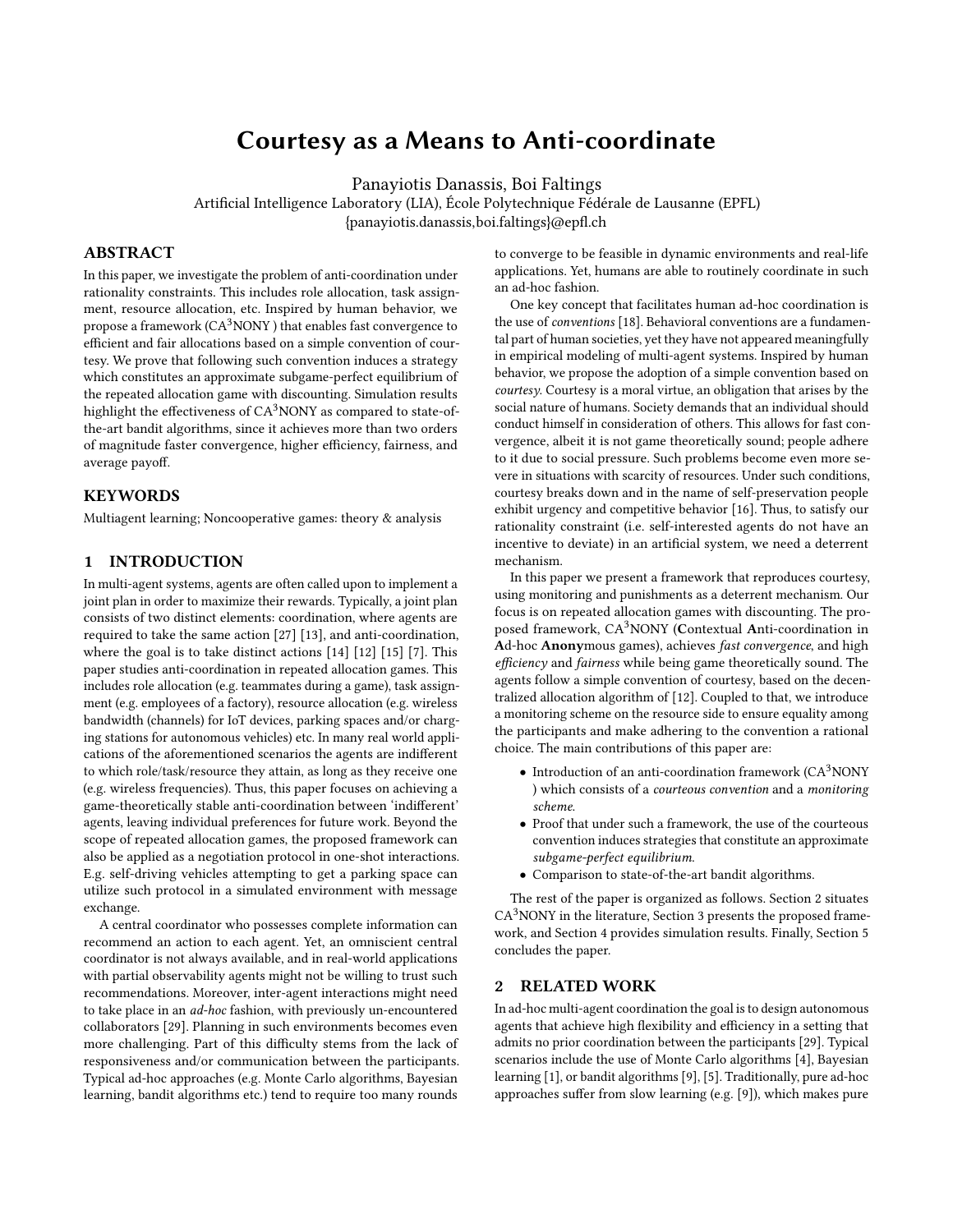# Courtesy as a Means to Anti-coordinate

Panayiotis Danassis, Boi Faltings

Artificial Intelligence Laboratory (LIA), École Polytechnique Fédérale de Lausanne (EPFL)

{panayiotis.danassis,boi.faltings}@epfl.ch

## ABSTRACT

In this paper, we investigate the problem of anti-coordination under rationality constraints. This includes role allocation, task assignment, resource allocation, etc. Inspired by human behavior, we propose a framework (CA$^3$NONY ) that enables fast convergence to efficient and fair allocations based on a simple convention of courtesy. We prove that following such convention induces a strategy which constitutes an approximate subgame-perfect equilibrium of the repeated allocation game with discounting. Simulation results highlight the effectiveness of CA$^3$NONY as compared to state-of-the-art bandit algorithms, since it achieves more than two orders of magnitude faster convergence, higher efficiency, fairness, and average payoff.

## KEYWORDS

Multiagent learning; Noncooperative games: theory & analysis

## 1 INTRODUCTION

In multi-agent systems, agents are often called upon to implement a joint plan in order to maximize their rewards. Typically, a joint plan consists of two distinct elements: coordination, where agents are required to take the same action [27] [13], and anti-coordination, where the goal is to take distinct actions [14] [12] [15] [7]. This paper studies anti-coordination in repeated allocation games. This includes role allocation (e.g. teammates during a game), task assignment (e.g. employees of a factory), resource allocation (e.g. wireless bandwidth (channels) for IoT devices, parking spaces and/or charging stations for autonomous vehicles) etc. In many real world applications of the aforementioned scenarios the agents are indifferent to which role/task/resource they attain, as long as they receive one (e.g. wireless frequencies). Thus, this paper focuses on achieving a game-theoretically stable anti-coordination between 'indifferent' agents, leaving individual preferences for future work. Beyond the scope of repeated allocation games, the proposed framework can also be applied as a negotiation protocol in one-shot interactions. E.g. self-driving vehicles attempting to get a parking space can utilize such protocol in a simulated environment with message exchange.

A central coordinator who possesses complete information can recommend an action to each agent. Yet, an omniscient central coordinator is not always available, and in real-world applications with partial observability agents might not be willing to trust such recommendations. Moreover, inter-agent interactions might need to take place in an *ad-hoc* fashion, with previously un-encountered collaborators [29]. Planning in such environments becomes even more challenging. Part of this difficulty stems from the lack of responsiveness and/or communication between the participants. Typical ad-hoc approaches (e.g. Monte Carlo algorithms, Bayesian learning, bandit algorithms etc.) tend to require too many rounds to converge to be feasible in dynamic environments and real-life applications. Yet, humans are able to routinely coordinate in such an ad-hoc fashion.

One key concept that facilitates human ad-hoc coordination is the use of *conventions* [18]. Behavioral conventions are a fundamental part of human societies, yet they have not appeared meaningfully in empirical modeling of multi-agent systems. Inspired by human behavior, we propose the adoption of a simple convention based on *courtesy*. Courtesy is a moral virtue, an obligation that arises by the social nature of humans. Society demands that an individual should conduct himself in consideration of others. This allows for fast convergence, albeit it is not game theoretically sound; people adhere to it due to social pressure. Such problems become even more severe in situations with scarcity of resources. Under such conditions, courtesy breaks down and in the name of self-preservation people exhibit urgency and competitive behavior [16]. Thus, to satisfy our rationality constraint (i.e. self-interested agents do not have an incentive to deviate) in an artificial system, we need a deterrent mechanism.

In this paper we present a framework that reproduces courtesy, using monitoring and punishments as a deterrent mechanism. Our focus is on repeated allocation games with discounting. The proposed framework, CA$^3$NONY (**C**ontextual **A**nti-coordination in **A**d-hoc **Anony**mous games), achieves *fast convergence*, and high *efficiency* and *fairness* while being game theoretically sound. The agents follow a simple convention of courtesy, based on the decentralized allocation algorithm of [12]. Coupled to that, we introduce a monitoring scheme on the resource side to ensure equality among the participants and make adhering to the convention a rational choice. The main contributions of this paper are:

- Introduction of an anti-coordination framework (CA$^3$NONY ) which consists of a *courteous convention* and a *monitoring scheme*.
- Proof that under such a framework, the use of the courteous convention induces strategies that constitute an approximate *subgame-perfect equilibrium*.
- Comparison to state-of-the-art bandit algorithms.

The rest of the paper is organized as follows. Section 2 situates CA$^3$NONY in the literature, Section 3 presents the proposed framework, and Section 4 provides simulation results. Finally, Section 5 concludes the paper.

## 2 RELATED WORK

In ad-hoc multi-agent coordination the goal is to design autonomous agents that achieve high flexibility and efficiency in a setting that admits no prior coordination between the participants [29]. Typical scenarios include the use of Monte Carlo algorithms [4], Bayesian learning [1], or bandit algorithms [9], [5]. Traditionally, pure ad-hoc approaches suffer from slow learning (e.g. [9]), which makes pure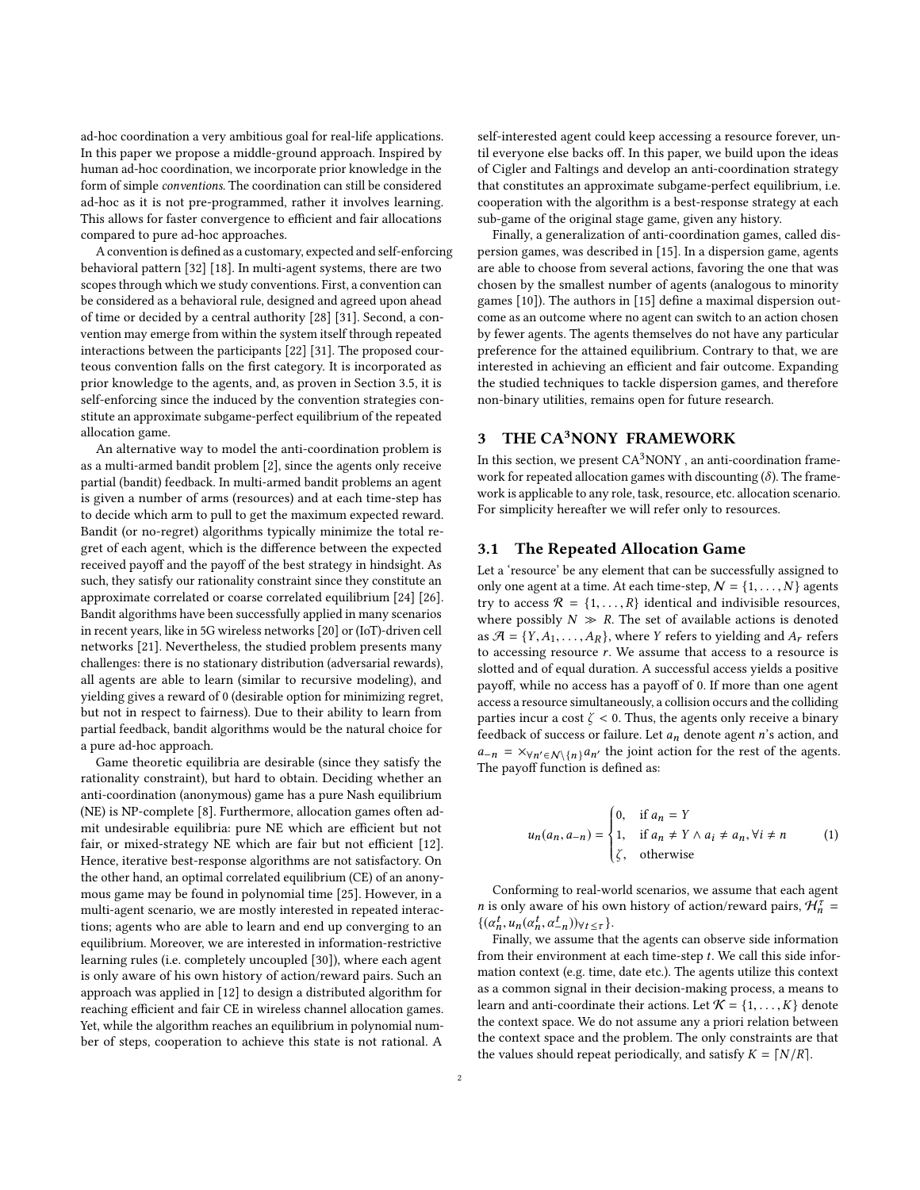ad-hoc coordination a very ambitious goal for real-life applications. In this paper we propose a middle-ground approach. Inspired by human ad-hoc coordination, we incorporate prior knowledge in the form of simple *conventions*. The coordination can still be considered ad-hoc as it is not pre-programmed, rather it involves learning. This allows for faster convergence to efficient and fair allocations compared to pure ad-hoc approaches.

A convention is defined as a customary, expected and self-enforcing behavioral pattern [32] [18]. In multi-agent systems, there are two scopes through which we study conventions. First, a convention can be considered as a behavioral rule, designed and agreed upon ahead of time or decided by a central authority [28] [31]. Second, a convention may emerge from within the system itself through repeated interactions between the participants [22] [31]. The proposed courteous convention falls on the first category. It is incorporated as prior knowledge to the agents, and, as proven in Section 3.5, it is self-enforcing since the induced by the convention strategies constitute an approximate subgame-perfect equilibrium of the repeated allocation game.

An alternative way to model the anti-coordination problem is as a multi-armed bandit problem [2], since the agents only receive partial (bandit) feedback. In multi-armed bandit problems an agent is given a number of arms (resources) and at each time-step has to decide which arm to pull to get the maximum expected reward. Bandit (or no-regret) algorithms typically minimize the total regret of each agent, which is the difference between the expected received payoff and the payoff of the best strategy in hindsight. As such, they satisfy our rationality constraint since they constitute an approximate correlated or coarse correlated equilibrium [24] [26]. Bandit algorithms have been successfully applied in many scenarios in recent years, like in 5G wireless networks [20] or (IoT)-driven cell networks [21]. Nevertheless, the studied problem presents many challenges: there is no stationary distribution (adversarial rewards), all agents are able to learn (similar to recursive modeling), and yielding gives a reward of 0 (desirable option for minimizing regret, but not in respect to fairness). Due to their ability to learn from partial feedback, bandit algorithms would be the natural choice for a pure ad-hoc approach.

Game theoretic equilibria are desirable (since they satisfy the rationality constraint), but hard to obtain. Deciding whether an anti-coordination (anonymous) game has a pure Nash equilibrium (NE) is NP-complete [8]. Furthermore, allocation games often admit undesirable equilibria: pure NE which are efficient but not fair, or mixed-strategy NE which are fair but not efficient [12]. Hence, iterative best-response algorithms are not satisfactory. On the other hand, an optimal correlated equilibrium (CE) of an anonymous game may be found in polynomial time [25]. However, in a multi-agent scenario, we are mostly interested in repeated interactions; agents who are able to learn and end up converging to an equilibrium. Moreover, we are interested in information-restrictive learning rules (i.e. completely uncoupled [30]), where each agent is only aware of his own history of action/reward pairs. Such an approach was applied in [12] to design a distributed algorithm for reaching efficient and fair CE in wireless channel allocation games. Yet, while the algorithm reaches an equilibrium in polynomial number of steps, cooperation to achieve this state is not rational. A self-interested agent could keep accessing a resource forever, until everyone else backs off. In this paper, we build upon the ideas of Cigler and Faltings and develop an anti-coordination strategy that constitutes an approximate subgame-perfect equilibrium, i.e. cooperation with the algorithm is a best-response strategy at each sub-game of the original stage game, given any history.

Finally, a generalization of anti-coordination games, called dispersion games, was described in [15]. In a dispersion game, agents are able to choose from several actions, favoring the one that was chosen by the smallest number of agents (analogous to minority games [10]). The authors in [15] define a maximal dispersion outcome as an outcome where no agent can switch to an action chosen by fewer agents. The agents themselves do not have any particular preference for the attained equilibrium. Contrary to that, we are interested in achieving an efficient and fair outcome. Expanding the studied techniques to tackle dispersion games, and therefore non-binary utilities, remains open for future research.

## 3 THE CA$^3$NONY FRAMEWORK

In this section, we present CA$^3$NONY , an anti-coordination framework for repeated allocation games with discounting ($\delta$). The framework is applicable to any role, task, resource, etc. allocation scenario. For simplicity hereafter we will refer only to resources.

### 3.1 The Repeated Allocation Game

Let a 'resource' be any element that can be successfully assigned to only one agent at a time. At each time-step, $\mathcal{N} = \{1, \ldots, N\}$ agents try to access $\mathcal{R} = \{1, \ldots, R\}$ identical and indivisible resources, where possibly $N \gg R$. The set of available actions is denoted as $\mathcal{A} = \{Y, A_1, \ldots, A_R\}$, where $Y$ refers to yielding and $A_r$ refers to accessing resource $r$. We assume that access to a resource is slotted and of equal duration. A successful access yields a positive payoff, while no access has a payoff of 0. If more than one agent access a resource simultaneously, a collision occurs and the colliding parties incur a cost $\zeta < 0$. Thus, the agents only receive a binary feedback of success or failure. Let $a_n$ denote agent $n$'s action, and $a_{-n} = \times_{\forall n' \in \mathcal{N} \setminus \{n\}} a_{n'}$ the joint action for the rest of the agents. The payoff function is defined as:

$$u_n(a_n, a_{-n}) = \begin{cases} 0, & \text{if } a_n = Y \\ 1, & \text{if } a_n \neq Y \wedge a_i \neq a_n, \forall i \neq n \\ \zeta, & \text{otherwise} \end{cases} \tag{1}$$

Conforming to real-world scenarios, we assume that each agent $n$ is only aware of his own history of action/reward pairs, $\mathcal{H}_n^\tau = \{(\alpha_n^t, u_n(\alpha_n^t, \alpha_{-n}^t))_{\forall t \leq \tau}\}$.

Finally, we assume that the agents can observe side information from their environment at each time-step $t$. We call this side information context (e.g. time, date etc.). The agents utilize this context as a common signal in their decision-making process, a means to learn and anti-coordinate their actions. Let $\mathcal{K} = \{1, \ldots, K\}$ denote the context space. We do not assume any a priori relation between the context space and the problem. The only constraints are that the values should repeat periodically, and satisfy $K = \lceil N/R \rceil$.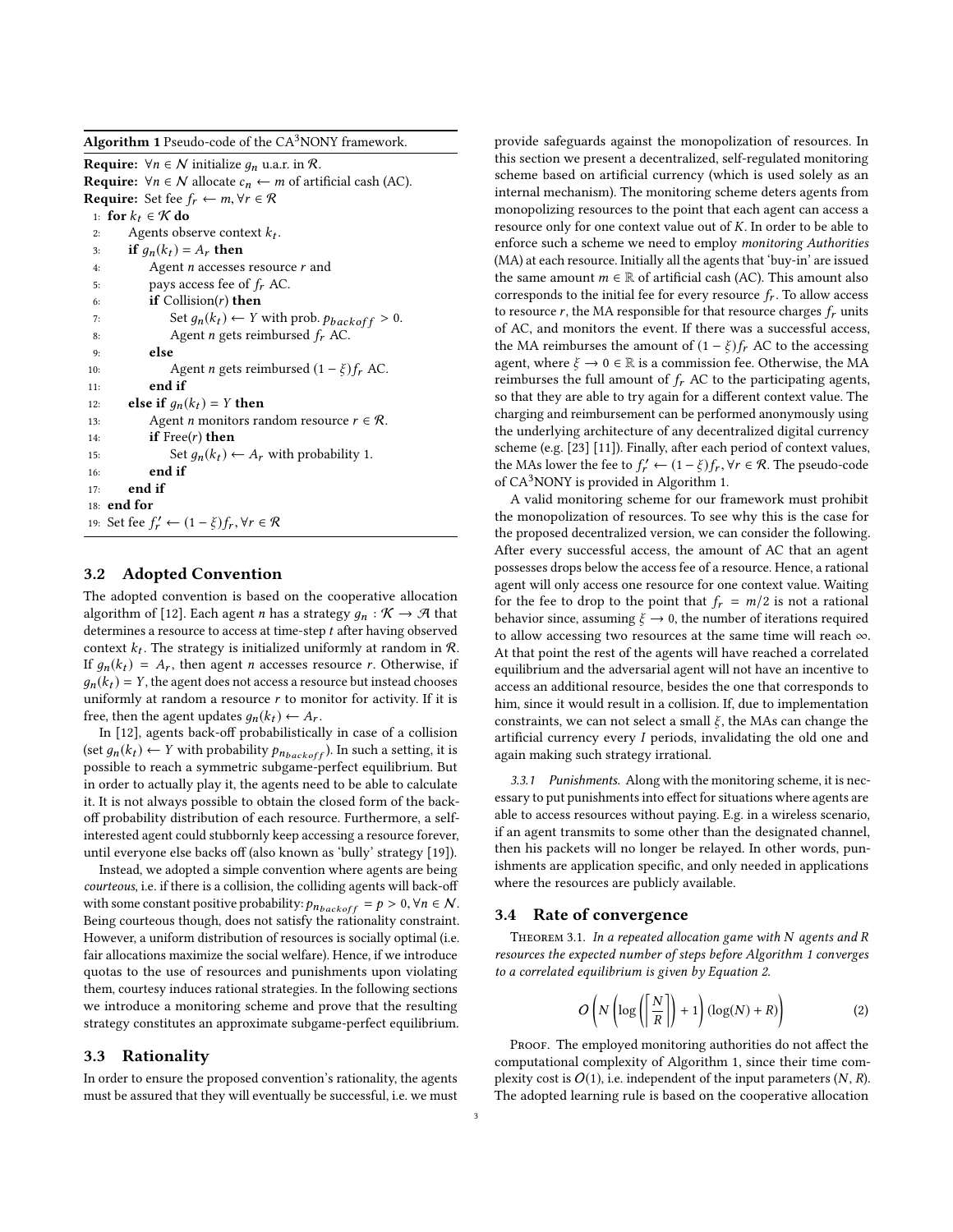**Algorithm 1** Pseudo-code of the CA$^3$NONY framework.

**Require:** $\forall n \in \mathcal{N}$ initialize $g_n$ u.a.r. in $\mathcal{R}$.
**Require:** $\forall n \in \mathcal{N}$ allocate $c_n \leftarrow m$ of artificial cash (AC).
**Require:** Set fee $f_r \leftarrow m, \forall r \in \mathcal{R}$

```
1:  for k_t ∈ K do
2:      Agents observe context k_t.
3:      if g_n(k_t) = A_r then
4:          Agent n accesses resource r and
5:          pays access fee of f_r AC.
6:          if Collision(r) then
7:              Set g_n(k_t) ← Y with prob. p_backoff > 0.
8:              Agent n gets reimbursed f_r AC.
9:          else
10:             Agent n gets reimbursed (1 − ξ)f_r AC.
11:         end if
12:     else if g_n(k_t) = Y then
13:         Agent n monitors random resource r ∈ R.
14:         if Free(r) then
15:             Set g_n(k_t) ← A_r with probability 1.
16:         end if
17:     end if
18: end for
19: Set fee f'_r ← (1 − ξ)f_r, ∀r ∈ R
```

### 3.2 Adopted Convention

The adopted convention is based on the cooperative allocation algorithm of [12]. Each agent $n$ has a strategy $g_n : \mathcal{K} \rightarrow \mathcal{A}$ that determines a resource to access at time-step $t$ after having observed context $k_t$. The strategy is initialized uniformly at random in $\mathcal{R}$. If $g_n(k_t) = A_r$, then agent $n$ accesses resource $r$. Otherwise, if $g_n(k_t) = Y$, the agent does not access a resource but instead chooses uniformly at random a resource $r$ to monitor for activity. If it is free, then the agent updates $g_n(k_t) \leftarrow A_r$.

In [12], agents back-off probabilistically in case of a collision (set $g_n(k_t) \leftarrow Y$ with probability $p_{n_{backoff}}$). In such a setting, it is possible to reach a symmetric subgame-perfect equilibrium. But in order to actually play it, the agents need to be able to calculate it. It is not always possible to obtain the closed form of the back-off probability distribution of each resource. Furthermore, a self-interested agent could stubbornly keep accessing a resource forever, until everyone else backs off (also known as 'bully' strategy [19]).

Instead, we adopted a simple convention where agents are being *courteous*, i.e. if there is a collision, the colliding agents will back-off with some constant positive probability: $p_{n_{backoff}} = p > 0, \forall n \in \mathcal{N}$. Being courteous though, does not satisfy the rationality constraint. However, a uniform distribution of resources is socially optimal (i.e. fair allocations maximize the social welfare). Hence, if we introduce quotas to the use of resources and punishments upon violating them, courtesy induces rational strategies. In the following sections we introduce a monitoring scheme and prove that the resulting strategy constitutes an approximate subgame-perfect equilibrium.

### 3.3 Rationality

In order to ensure the proposed convention's rationality, the agents must be assured that they will eventually be successful, i.e. we must provide safeguards against the monopolization of resources. In this section we present a decentralized, self-regulated monitoring scheme based on artificial currency (which is used solely as an internal mechanism). The monitoring scheme deters agents from monopolizing resources to the point that each agent can access a resource only for one context value out of $K$. In order to be able to enforce such a scheme we need to employ *monitoring Authorities* (MA) at each resource. Initially all the agents that 'buy-in' are issued the same amount $m \in \mathbb{R}$ of artificial cash (AC). This amount also corresponds to the initial fee for every resource $f_r$. To allow access to resource $r$, the MA responsible for that resource charges $f_r$ units of AC, and monitors the event. If there was a successful access, the MA reimburses the amount of $(1 - \xi)f_r$ AC to the accessing agent, where $\xi \rightarrow 0 \in \mathbb{R}$ is a commission fee. Otherwise, the MA reimburses the full amount of $f_r$ AC to the participating agents, so that they are able to try again for a different context value. The charging and reimbursement can be performed anonymously using the underlying architecture of any decentralized digital currency scheme (e.g. [23] [11]). Finally, after each period of context values, the MAs lower the fee to $f'_r \leftarrow (1 - \xi)f_r, \forall r \in \mathcal{R}$. The pseudo-code of CA$^3$NONY is provided in Algorithm 1.

A valid monitoring scheme for our framework must prohibit the monopolization of resources. To see why this is the case for the proposed decentralized version, we can consider the following. After every successful access, the amount of AC that an agent possesses drops below the access fee of a resource. Hence, a rational agent will only access one resource for one context value. Waiting for the fee to drop to the point that $f_r = m/2$ is not a rational behavior since, assuming $\xi \rightarrow 0$, the number of iterations required to allow accessing two resources at the same time will reach $\infty$. At that point the rest of the agents will have reached a correlated equilibrium and the adversarial agent will not have an incentive to access an additional resource, besides the one that corresponds to him, since it would result in a collision. If, due to implementation constraints, we can not select a small $\xi$, the MAs can change the artificial currency every $I$ periods, invalidating the old one and again making such strategy irrational.

#### 3.3.1 Punishments.

Along with the monitoring scheme, it is necessary to put punishments into effect for situations where agents are able to access resources without paying. E.g. in a wireless scenario, if an agent transmits to some other than the designated channel, then his packets will no longer be relayed. In other words, punishments are application specific, and only needed in applications where the resources are publicly available.

### 3.4 Rate of convergence

**Theorem 3.1.** *In a repeated allocation game with $N$ agents and $R$ resources the expected number of steps before Algorithm 1 converges to a correlated equilibrium is given by Equation 2.*

$$O\left(N\left(\log\left(\left\lceil\frac{N}{R}\right\rceil\right)+1\right)(\log(N)+R)\right) \tag{2}$$

*Proof.* The employed monitoring authorities do not affect the computational complexity of Algorithm 1, since their time complexity cost is $O(1)$, i.e. independent of the input parameters ($N$, $R$). The adopted learning rule is based on the cooperative allocation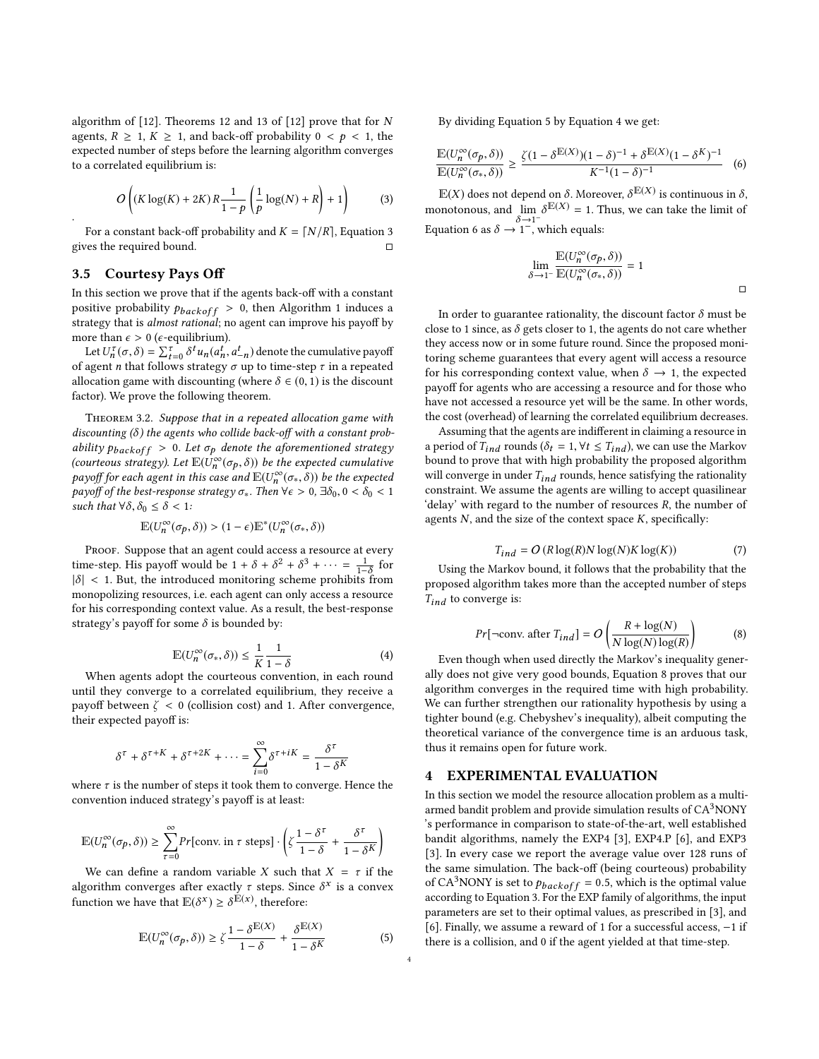algorithm of [12]. Theorems 12 and 13 of [12] prove that for $N$ agents, $R \geq 1$, $K \geq 1$, and back-off probability $0 < p < 1$, the expected number of steps before the learning algorithm converges to a correlated equilibrium is:

$$O\left((K\log(K) + 2K)R\frac{1}{1-p}\left(\frac{1}{p}\log(N) + R\right) + 1\right) \tag{3}$$

.

For a constant back-off probability and $K = \lceil N/R \rceil$, Equation 3 gives the required bound. □

### 3.5 Courtesy Pays Off

In this section we prove that if the agents back-off with a constant positive probability $p_{backoff} > 0$, then Algorithm 1 induces a strategy that is *almost rational*; no agent can improve his payoff by more than $\epsilon > 0$ ($\epsilon$-equilibrium).

Let $U_n^\tau(\sigma, \delta) = \sum_{t=0}^{\tau} \delta^t u_n(a_n^t, a_{-n}^t)$ denote the cumulative payoff of agent $n$ that follows strategy $\sigma$ up to time-step $\tau$ in a repeated allocation game with discounting (where $\delta \in (0, 1)$ is the discount factor). We prove the following theorem.

Theorem 3.2. *Suppose that in a repeated allocation game with discounting ($\delta$) the agents who collide back-off with a constant probability $p_{backoff} > 0$. Let $\sigma_p$ denote the aforementioned strategy (courteous strategy). Let $\mathbb{E}(U_n^\infty(\sigma_p, \delta))$ be the expected cumulative payoff for each agent in this case and $\mathbb{E}(U_n^\infty(\sigma_*, \delta))$ be the expected payoff of the best-response strategy $\sigma_*$. Then $\forall \epsilon > 0$, $\exists \delta_0, 0 < \delta_0 < 1$ such that $\forall \delta, \delta_0 \leq \delta < 1$:*

$$\mathbb{E}(U_n^\infty(\sigma_p, \delta)) > (1-\epsilon)\mathbb{E}^*(U_n^\infty(\sigma_*, \delta))$$

Proof. Suppose that an agent could access a resource at every time-step. His payoff would be $1 + \delta + \delta^2 + \delta^3 + \cdots = \frac{1}{1-\delta}$ for $|\delta| < 1$. But, the introduced monitoring scheme prohibits from monopolizing resources, i.e. each agent can only access a resource for his corresponding context value. As a result, the best-response strategy's payoff for some $\delta$ is bounded by:

$$\mathbb{E}(U_n^\infty(\sigma_*, \delta)) \leq \frac{1}{K}\frac{1}{1-\delta} \tag{4}$$

When agents adopt the courteous convention, in each round until they converge to a correlated equilibrium, they receive a payoff between $\zeta < 0$ (collision cost) and 1. After convergence, their expected payoff is:

$$\delta^\tau + \delta^{\tau+K} + \delta^{\tau+2K} + \cdots = \sum_{i=0}^{\infty}\delta^{\tau+iK} = \frac{\delta^\tau}{1-\delta^K}$$

where $\tau$ is the number of steps it took them to converge. Hence the convention induced strategy's payoff is at least:

$$\mathbb{E}(U_n^\infty(\sigma_p, \delta)) \geq \sum_{\tau=0}^{\infty} Pr[\text{conv. in } \tau \text{ steps}] \cdot \left(\zeta\frac{1-\delta^\tau}{1-\delta} + \frac{\delta^\tau}{1-\delta^K}\right)$$

We can define a random variable $X$ such that $X = \tau$ if the algorithm converges after exactly $\tau$ steps. Since $\delta^x$ is a convex function we have that $\mathbb{E}(\delta^x) \geq \delta^{\mathbb{E}(x)}$, therefore:

$$\mathbb{E}(U_n^\infty(\sigma_p, \delta)) \geq \zeta\frac{1-\delta^{\mathbb{E}(X)}}{1-\delta} + \frac{\delta^{\mathbb{E}(X)}}{1-\delta^K} \tag{5}$$

By dividing Equation 5 by Equation 4 we get:

$$\frac{\mathbb{E}(U_n^\infty(\sigma_p, \delta))}{\mathbb{E}(U_n^\infty(\sigma_*, \delta))} \geq \frac{\zeta(1-\delta^{\mathbb{E}(X)})(1-\delta)^{-1} + \delta^{\mathbb{E}(X)}(1-\delta^K)^{-1}}{K^{-1}(1-\delta)^{-1}} \tag{6}$$

$\mathbb{E}(X)$ does not depend on $\delta$. Moreover, $\delta^{\mathbb{E}(X)}$ is continuous in $\delta$, monotonous, and $\lim_{\delta \to 1^-} \delta^{\mathbb{E}(X)} = 1$. Thus, we can take the limit of Equation 6 as $\delta \to 1^-$, which equals:

$$\lim_{\delta \to 1^-} \frac{\mathbb{E}(U_n^\infty(\sigma_p, \delta))}{\mathbb{E}(U_n^\infty(\sigma_*, \delta))} = 1$$

□

In order to guarantee rationality, the discount factor $\delta$ must be close to 1 since, as $\delta$ gets closer to 1, the agents do not care whether they access now or in some future round. Since the proposed monitoring scheme guarantees that every agent will access a resource for his corresponding context value, when $\delta \to 1$, the expected payoff for agents who are accessing a resource and for those who have not accessed a resource yet will be the same. In other words, the cost (overhead) of learning the correlated equilibrium decreases.

Assuming that the agents are indifferent in claiming a resource in a period of $T_{ind}$ rounds ($\delta_t = 1, \forall t \leq T_{ind}$), we can use the Markov bound to prove that with high probability the proposed algorithm will converge in under $T_{ind}$ rounds, hence satisfying the rationality constraint. We assume the agents are willing to accept quasilinear 'delay' with regard to the number of resources $R$, the number of agents $N$, and the size of the context space $K$, specifically:

$$T_{ind} = O\left(R\log(R)N\log(N)K\log(K)\right) \tag{7}$$

Using the Markov bound, it follows that the probability that the proposed algorithm takes more than the accepted number of steps $T_{ind}$ to converge is:

$$Pr[\neg\text{conv. after } T_{ind}] = O\left(\frac{R + \log(N)}{N\log(N)\log(R)}\right) \tag{8}$$

Even though when used directly the Markov's inequality generally does not give very good bounds, Equation 8 proves that our algorithm converges in the required time with high probability. We can further strengthen our rationality hypothesis by using a tighter bound (e.g. Chebyshev's inequality), albeit computing the theoretical variance of the convergence time is an arduous task, thus it remains open for future work.

## 4 EXPERIMENTAL EVALUATION

In this section we model the resource allocation problem as a multi-armed bandit problem and provide simulation results of CA[3]NONY 's performance in comparison to state-of-the-art, well established bandit algorithms, namely the EXP4 [3], EXP4.P [6], and EXP3 [3]. In every case we report the average value over 128 runs of the same simulation. The back-off (being courteous) probability of CA[3]NONY is set to $p_{backoff} = 0.5$, which is the optimal value according to Equation 3. For the EXP family of algorithms, the input parameters are set to their optimal values, as prescribed in [3], and [6]. Finally, we assume a reward of 1 for a successful access, $-1$ if there is a collision, and 0 if the agent yielded at that time-step.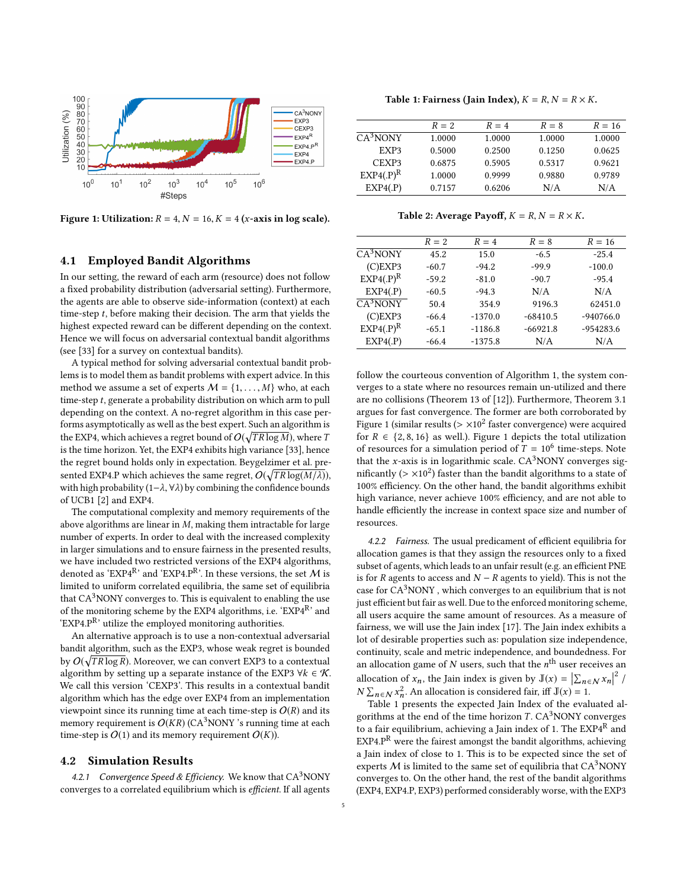Figure 1: Utilization: $R = 4$, $N = 16$, $K = 4$ ($x$-axis in log scale).

### 4.1 Employed Bandit Algorithms

In our setting, the reward of each arm (resource) does not follow a fixed probability distribution (adversarial setting). Furthermore, the agents are able to observe side-information (context) at each time-step $t$, before making their decision. The arm that yields the highest expected reward can be different depending on the context. Hence we will focus on adversarial contextual bandit algorithms (see [33] for a survey on contextual bandits).

A typical method for solving adversarial contextual bandit problems is to model them as bandit problems with expert advice. In this method we assume a set of experts $\mathcal{M} = \{1, \dots, M\}$ who, at each time-step $t$, generate a probability distribution on which arm to pull depending on the context. A no-regret algorithm in this case performs asymptotically as well as the best expert. Such an algorithm is the EXP4, which achieves a regret bound of $O(\sqrt{TR \log M})$, where $T$ is the time horizon. Yet, the EXP4 exhibits high variance [33], hence the regret bound holds only in expectation. Beygelzimer et al. presented EXP4.P which achieves the same regret, $O(\sqrt{TR \log(M/\lambda)})$, with high probability ($1-\lambda$, $\forall \lambda$) by combining the confidence bounds of UCB1 [2] and EXP4.

The computational complexity and memory requirements of the above algorithms are linear in $M$, making them intractable for large number of experts. In order to deal with the increased complexity in larger simulations and to ensure fairness in the presented results, we have included two restricted versions of the EXP4 algorithms, denoted as 'EXP4$^{R}$' and 'EXP4.P$^{R}$'. In these versions, the set $\mathcal{M}$ is limited to uniform correlated equilibria, the same set of equilibria that CA$^3$NONY converges to. This is equivalent to enabling the use of the monitoring scheme by the EXP4 algorithms, i.e. 'EXP4$^{R}$' and 'EXP4.P$^{R}$' utilize the employed monitoring authorities.

An alternative approach is to use a non-contextual adversarial bandit algorithm, such as the EXP3, whose weak regret is bounded by $O(\sqrt{TR \log R})$. Moreover, we can convert EXP3 to a contextual algorithm by setting up a separate instance of the EXP3 $\forall k \in \mathcal{K}$. We call this version 'CEXP3'. This results in a contextual bandit algorithm which has the edge over EXP4 from an implementation viewpoint since its running time at each time-step is $O(R)$ and its memory requirement is $O(KR)$ (CA$^3$NONY 's running time at each time-step is $O(1)$ and its memory requirement $O(K)$).

### 4.2 Simulation Results

*4.2.1 Convergence Speed & Efficiency.* We know that CA$^3$NONY converges to a correlated equilibrium which is *efficient*. If all agents follow the courteous convention of Algorithm 1, the system converges to a state where no resources remain un-utilized and there are no collisions (Theorem 13 of [12]). Furthermore, Theorem 3.1 argues for fast convergence. The former are both corroborated by Figure 1 (similar results ($> \times 10^2$ faster convergence) were acquired for $R \in \{2, 8, 16\}$ as well.). Figure 1 depicts the total utilization of resources for a simulation period of $T = 10^6$ time-steps. Note that the $x$-axis is in logarithmic scale. CA$^3$NONY converges significantly ($> \times 10^2$) faster than the bandit algorithms to a state of 100% efficiency. On the other hand, the bandit algorithms exhibit high variance, never achieve 100% efficiency, and are not able to handle efficiently the increase in context space size and number of resources.

*4.2.2 Fairness.* The usual predicament of efficient equilibria for allocation games is that they assign the resources only to a fixed subset of agents, which leads to an unfair result (e.g. an efficient PNE is for $R$ agents to access and $N - R$ agents to yield). This is not the case for CA$^3$NONY , which converges to an equilibrium that is not just efficient but fair as well. Due to the enforced monitoring scheme, all users acquire the same amount of resources. As a measure of fairness, we will use the Jain index [17]. The Jain index exhibits a lot of desirable properties such as: population size independence, continuity, scale and metric independence, and boundedness. For an allocation game of $N$ users, such that the $n^{\text{th}}$ user receives an allocation of $x_n$, the Jain index is given by $\mathbb{J}(x) = \left|\sum_{n \in \mathcal{N}} x_n\right|^2 / N \sum_{n \in \mathcal{N}} x_n^2$. An allocation is considered fair, iff $\mathbb{J}(x) = 1$.

Table 1 presents the expected Jain Index of the evaluated algorithms at the end of the time horizon $T$. CA$^3$NONY converges to a fair equilibrium, achieving a Jain index of 1. The EXP4$^{R}$ and EXP4.P$^{R}$ were the fairest amongst the bandit algorithms, achieving a Jain index of close to 1. This is to be expected since the set of experts $\mathcal{M}$ is limited to the same set of equilibria that CA$^3$NONY converges to. On the other hand, the rest of the bandit algorithms (EXP4, EXP4.P, EXP3) performed considerably worse, with the EXP3

**Table 1: Fairness (Jain Index),** $K = R$, $N = R \times K$.

| | $R = 2$ | $R = 4$ | $R = 8$ | $R = 16$ |
|---|---|---|---|---|
| CA$^3$NONY | 1.0000 | 1.0000 | 1.0000 | 1.0000 |
| EXP3 | 0.5000 | 0.2500 | 0.1250 | 0.0625 |
| CEXP3 | 0.6875 | 0.5905 | 0.5317 | 0.9621 |
| EXP4(.P)$^{R}$ | 1.0000 | 0.9999 | 0.9880 | 0.9789 |
| EXP4(.P) | 0.7157 | 0.6206 | N/A | N/A |

**Table 2: Average Payoff,** $K = R$, $N = R \times K$.

| | $R = 2$ | $R = 4$ | $R = 8$ | $R = 16$ |
|---|---|---|---|---|
| CA$^3$NONY | 45.2 | 15.0 | -6.5 | -25.4 |
| (C)EXP3 | -60.7 | -94.2 | -99.9 | -100.0 |
| EXP4(.P)$^{R}$ | -59.2 | -81.0 | -90.7 | -95.4 |
| EXP4(.P) | -60.5 | -94.3 | N/A | N/A |
| CA$^3$NONY | 50.4 | 354.9 | 9196.3 | 62451.0 |
| (C)EXP3 | -66.4 | -1370.0 | -68410.5 | -940766.0 |
| EXP4(.P)$^{R}$ | -65.1 | -1186.8 | -66921.8 | -954283.6 |
| EXP4(.P) | -66.4 | -1375.8 | N/A | N/A |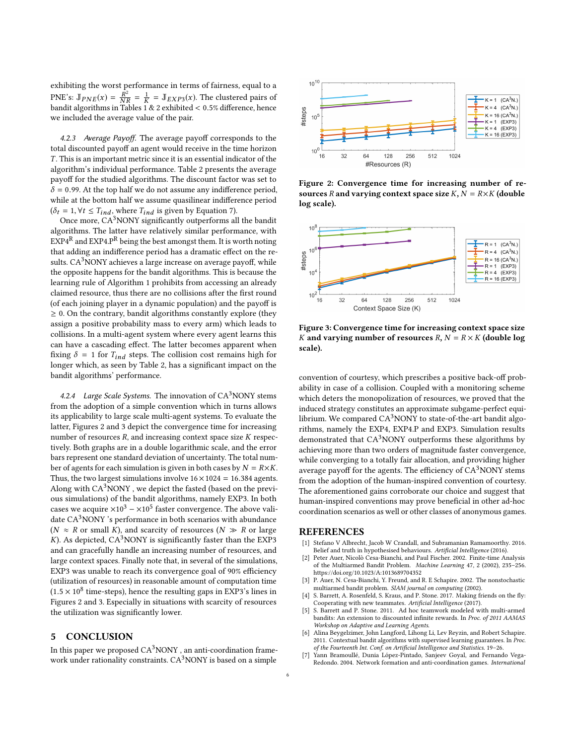exhibiting the worst performance in terms of fairness, equal to a PNE's: $\mathbb{J}_{PNE}(x) = \frac{R^2}{NR} = \frac{1}{K} = \mathbb{J}_{EXP3}(x)$. The clustered pairs of bandit algorithms in Tables 1 & 2 exhibited < 0.5% difference, hence we included the average value of the pair.

*4.2.3 Average Payoff.* The average payoff corresponds to the total discounted payoff an agent would receive in the time horizon $T$. This is an important metric since it is an essential indicator of the algorithm's individual performance. Table 2 presents the average payoff for the studied algorithms. The discount factor was set to $\delta = 0.99$. At the top half we do not assume any indifference period, while at the bottom half we assume quasilinear indifference period ($\delta_t = 1, \forall t \leq T_{ind}$, where $T_{ind}$ is given by Equation 7).

Once more, CA$^3$NONY significantly outperforms all the bandit algorithms. The latter have relatively similar performance, with EXP4$^R$ and EXP4.P$^R$ being the best amongst them. It is worth noting that adding an indifference period has a dramatic effect on the results. CA$^3$NONY achieves a large increase on average payoff, while the opposite happens for the bandit algorithms. This is because the learning rule of Algorithm 1 prohibits from accessing an already claimed resource, thus there are no collisions after the first round (of each joining player in a dynamic population) and the payoff is $\geq 0$. On the contrary, bandit algorithms constantly explore (they assign a positive probability mass to every arm) which leads to collisions. In a multi-agent system where every agent learns this can have a cascading effect. The latter becomes apparent when fixing $\delta = 1$ for $T_{ind}$ steps. The collision cost remains high for longer which, as seen by Table 2, has a significant impact on the bandit algorithms' performance.

*4.2.4 Large Scale Systems.* The innovation of CA$^3$NONY stems from the adoption of a simple convention which in turns allows its applicability to large scale multi-agent systems. To evaluate the latter, Figures 2 and 3 depict the convergence time for increasing number of resources $R$, and increasing context space size $K$ respectively. Both graphs are in a double logarithmic scale, and the error bars represent one standard deviation of uncertainty. The total number of agents for each simulation is given in both cases by $N = R \times K$. Thus, the two largest simulations involve $16 \times 1024 = 16.384$ agents. Along with CA$^3$NONY , we depict the fasted (based on the previous simulations) of the bandit algorithms, namely EXP3. In both cases we acquire $\times 10^3 - \times 10^5$ faster convergence. The above validate CA$^3$NONY 's performance in both scenarios with abundance ($N \approx R$ or small $K$), and scarcity of resources ($N \gg R$ or large $K$). As depicted, CA$^3$NONY is significantly faster than the EXP3 and can gracefully handle an increasing number of resources, and large context spaces. Finally note that, in several of the simulations, EXP3 was unable to reach its convergence goal of 90% efficiency (utilization of resources) in reasonable amount of computation time ($1.5 \times 10^8$ time-steps), hence the resulting gaps in EXP3's lines in Figures 2 and 3. Especially in situations with scarcity of resources the utilization was significantly lower.

**Figure 2: Convergence time for increasing number of resources $R$ and varying context space size $K$, $N = R \times K$ (double log scale).**

**Figure 3: Convergence time for increasing context space size $K$ and varying number of resources $R$, $N = R \times K$ (double log scale).**

## 5 CONCLUSION

In this paper we proposed CA$^3$NONY , an anti-coordination framework under rationality constraints. CA$^3$NONY is based on a simple convention of courtesy, which prescribes a positive back-off probability in case of a collision. Coupled with a monitoring scheme which deters the monopolization of resources, we proved that the induced strategy constitutes an approximate subgame-perfect equilibrium. We compared CA$^3$NONY to state-of-the-art bandit algorithms, namely the EXP4, EXP4.P and EXP3. Simulation results demonstrated that CA$^3$NONY outperforms these algorithms by achieving more than two orders of magnitude faster convergence, while converging to a totally fair allocation, and providing higher average payoff for the agents. The efficiency of CA$^3$NONY stems from the adoption of the human-inspired convention of courtesy. The aforementioned gains corroborate our choice and suggest that human-inspired conventions may prove beneficial in other ad-hoc coordination scenarios as well or other classes of anonymous games.

## REFERENCES

[1] Stefano V Albrecht, Jacob W Crandall, and Subramanian Ramamoorthy. 2016. Belief and truth in hypothesised behaviours. *Artificial Intelligence* (2016).

[2] Peter Auer, Nicolò Cesa-Bianchi, and Paul Fischer. 2002. Finite-time Analysis of the Multiarmed Bandit Problem. *Machine Learning* 47, 2 (2002), 235–256. https://doi.org/10.1023/A:1013689704352

[3] P. Auer, N. Cesa-Bianchi, Y. Freund, and R. E Schapire. 2002. The nonstochastic multiarmed bandit problem. *SIAM journal on computing* (2002).

[4] S. Barrett, A. Rosenfeld, S. Kraus, and P. Stone. 2017. Making friends on the fly: Cooperating with new teammates. *Artificial Intelligence* (2017).

[5] S. Barrett and P. Stone. 2011. Ad hoc teamwork modeled with multi-armed bandits: An extension to discounted infinite rewards. In *Proc. of 2011 AAMAS Workshop on Adaptive and Learning Agents*.

[6] Alina Beygelzimer, John Langford, Lihong Li, Lev Reyzin, and Robert Schapire. 2011. Contextual bandit algorithms with supervised learning guarantees. In *Proc. of the Fourteenth Int. Conf. on Artificial Intelligence and Statistics*. 19–26.

[7] Yann Bramoullé, Dunia López-Pintado, Sanjeev Goyal, and Fernando Vega-Redondo. 2004. Network formation and anti-coordination games. *International*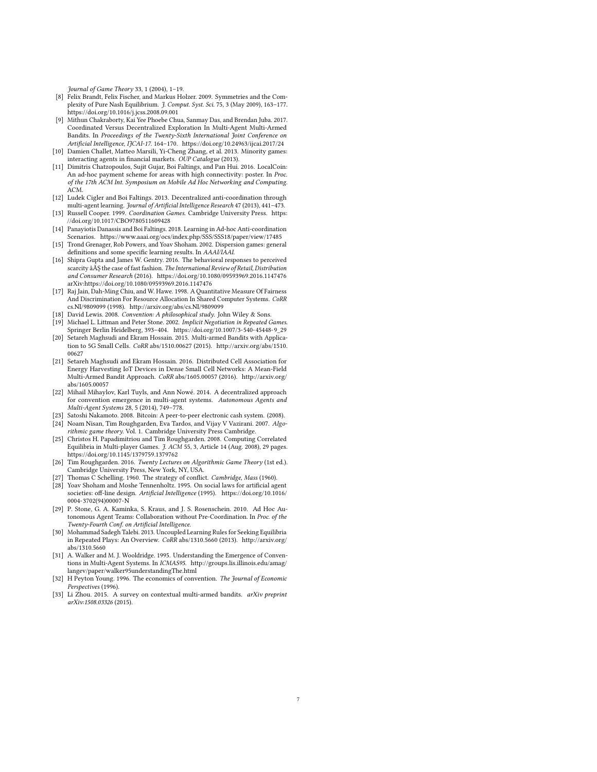*Journal of Game Theory* 33, 1 (2004), 1–19.

[8] Felix Brandt, Felix Fischer, and Markus Holzer. 2009. Symmetries and the Complexity of Pure Nash Equilibrium. *J. Comput. Syst. Sci.* 75, 3 (May 2009), 163–177. https://doi.org/10.1016/j.jcss.2008.09.001

[9] Mithun Chakraborty, Kai Yee Phoebe Chua, Sanmay Das, and Brendan Juba. 2017. Coordinated Versus Decentralized Exploration In Multi-Agent Multi-Armed Bandits. In *Proceedings of the Twenty-Sixth International Joint Conference on Artificial Intelligence, IJCAI-17*. 164–170. https://doi.org/10.24963/ijcai.2017/24

[10] Damien Challet, Matteo Marsili, Yi-Cheng Zhang, et al. 2013. Minority games: interacting agents in financial markets. *OUP Catalogue* (2013).

[11] Dimitris Chatzopoulos, Sujit Gujar, Boi Faltings, and Pan Hui. 2016. LocalCoin: An ad-hoc payment scheme for areas with high connectivity: poster. In *Proc. of the 17th ACM Int. Symposium on Mobile Ad Hoc Networking and Computing*. ACM.

[12] Ludek Cigler and Boi Faltings. 2013. Decentralized anti-coordination through multi-agent learning. *Journal of Artificial Intelligence Research* 47 (2013), 441–473.

[13] Russell Cooper. 1999. *Coordination Games*. Cambridge University Press. https://doi.org/10.1017/CBO9780511609428

[14] Panayiotis Danassis and Boi Faltings. 2018. Learning in Ad-hoc Anti-coordination Scenarios. https://www.aaai.org/ocs/index.php/SSS/SSS18/paper/view/17485

[15] Trond Grenager, Rob Powers, and Yoav Shoham. 2002. Dispersion games: general definitions and some specific learning results. In *AAAI/IAAI*.

[16] Shipra Gupta and James W. Gentry. 2016. The behavioral responses to perceived scarcity âĂŞ the case of fast fashion. *The International Review of Retail, Distribution and Consumer Research* (2016). https://doi.org/10.1080/09593969.2016.1147476 arXiv:https://doi.org/10.1080/09593969.2016.1147476

[17] Raj Jain, Dah-Ming Chiu, and W. Hawe. 1998. A Quantitative Measure Of Fairness And Discrimination For Resource Allocation In Shared Computer Systems. *CoRR* cs.NI/9809099 (1998). http://arxiv.org/abs/cs.NI/9809099

[18] David Lewis. 2008. *Convention: A philosophical study*. John Wiley & Sons.

[19] Michael L. Littman and Peter Stone. 2002. *Implicit Negotiation in Repeated Games*. Springer Berlin Heidelberg, 393–404. https://doi.org/10.1007/3-540-45448-9_29

[20] Setareh Maghsudi and Ekram Hossain. 2015. Multi-armed Bandits with Application to 5G Small Cells. *CoRR* abs/1510.00627 (2015). http://arxiv.org/abs/1510.00627

[21] Setareh Maghsudi and Ekram Hossain. 2016. Distributed Cell Association for Energy Harvesting IoT Devices in Dense Small Cell Networks: A Mean-Field Multi-Armed Bandit Approach. *CoRR* abs/1605.00057 (2016). http://arxiv.org/abs/1605.00057

[22] Mihail Mihaylov, Karl Tuyls, and Ann Nowé. 2014. A decentralized approach for convention emergence in multi-agent systems. *Autonomous Agents and Multi-Agent Systems* 28, 5 (2014), 749–778.

[23] Satoshi Nakamoto. 2008. Bitcoin: A peer-to-peer electronic cash system. (2008).

[24] Noam Nisan, Tim Roughgarden, Eva Tardos, and Vijay V Vazirani. 2007. *Algorithmic game theory*. Vol. 1. Cambridge University Press Cambridge.

[25] Christos H. Papadimitriou and Tim Roughgarden. 2008. Computing Correlated Equilibria in Multi-player Games. *J. ACM* 55, 3, Article 14 (Aug. 2008), 29 pages. https://doi.org/10.1145/1379759.1379762

[26] Tim Roughgarden. 2016. *Twenty Lectures on Algorithmic Game Theory* (1st ed.). Cambridge University Press, New York, NY, USA.

[27] Thomas C Schelling. 1960. The strategy of conflict. *Cambridge, Mass* (1960).

[28] Yoav Shoham and Moshe Tennenholtz. 1995. On social laws for artificial agent societies: off-line design. *Artificial Intelligence* (1995). https://doi.org/10.1016/0004-3702(94)00007-N

[29] P. Stone, G. A. Kaminka, S. Kraus, and J. S. Rosenschein. 2010. Ad Hoc Autonomous Agent Teams: Collaboration without Pre-Coordination. In *Proc. of the Twenty-Fourth Conf. on Artificial Intelligence*.

[30] Mohammad Sadegh Talebi. 2013. Uncoupled Learning Rules for Seeking Equilibria in Repeated Plays: An Overview. *CoRR* abs/1310.5660 (2013). http://arxiv.org/abs/1310.5660

[31] A. Walker and M. J. Wooldridge. 1995. Understanding the Emergence of Conventions in Multi-Agent Systems. In *ICMAS95*. http://groups.lis.illinois.edu/amag/langev/paper/walker95understandingThe.html

[32] H Peyton Young. 1996. The economics of convention. *The Journal of Economic Perspectives* (1996).

[33] Li Zhou. 2015. A survey on contextual multi-armed bandits. *arXiv preprint arXiv:1508.03326* (2015).